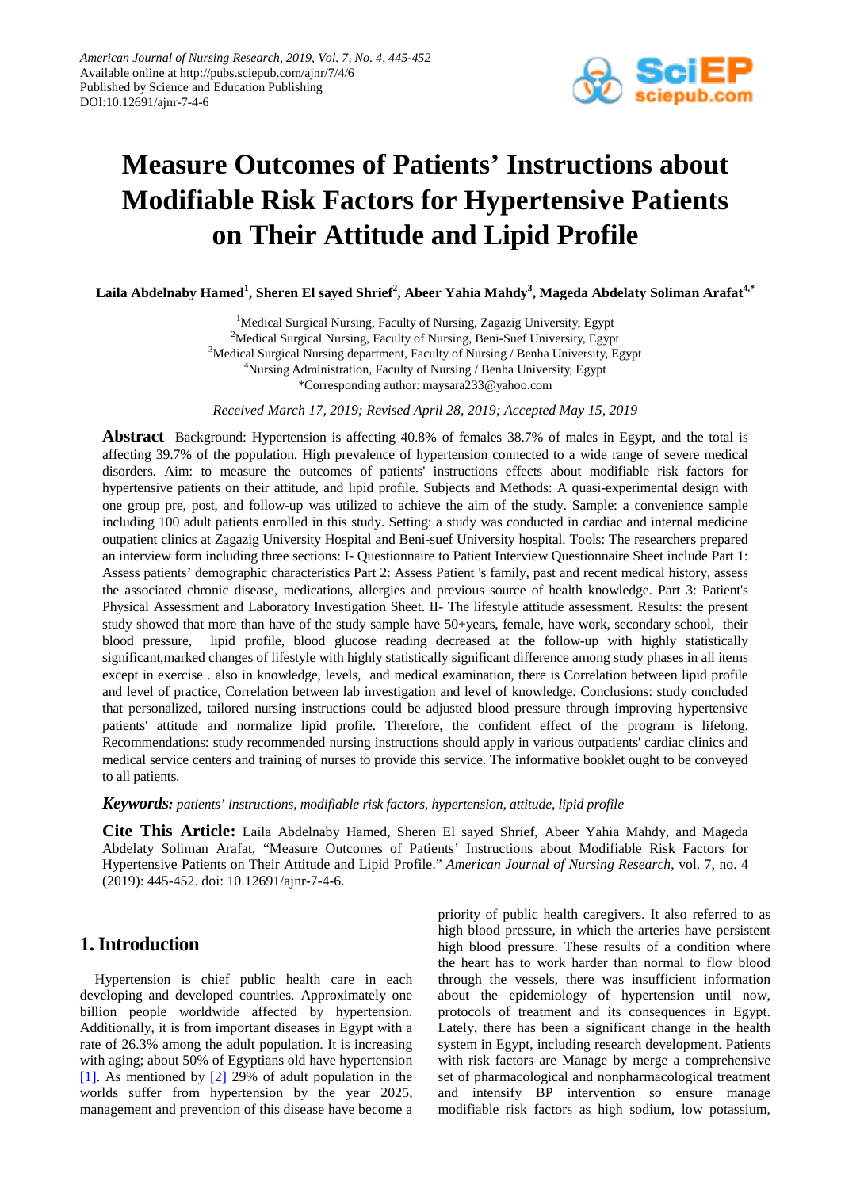# Measure Outcomes of Patients' Instructions about Modifiable Risk Factors for Hypertensive Patients on Their Attitude and Lipid Profile

**Laila Abdelnaby Hamed[1], Sheren El sayed Shrief[2], Abeer Yahia Mahdy[3], Mageda Abdelaty Soliman Arafat[4,*]**

[1]Medical Surgical Nursing, Faculty of Nursing, Zagazig University, Egypt
[2]Medical Surgical Nursing, Faculty of Nursing, Beni-Suef University, Egypt
[3]Medical Surgical Nursing department, Faculty of Nursing / Benha University, Egypt
[4]Nursing Administration, Faculty of Nursing / Benha University, Egypt
*Corresponding author: maysara233@yahoo.com

*Received March 17, 2019; Revised April 28, 2019; Accepted May 15, 2019*

**Abstract** Background: Hypertension is affecting 40.8% of females 38.7% of males in Egypt, and the total is affecting 39.7% of the population. High prevalence of hypertension connected to a wide range of severe medical disorders. Aim: to measure the outcomes of patients' instructions effects about modifiable risk factors for hypertensive patients on their attitude, and lipid profile. Subjects and Methods: A quasi-experimental design with one group pre, post, and follow-up was utilized to achieve the aim of the study. Sample: a convenience sample including 100 adult patients enrolled in this study. Setting: a study was conducted in cardiac and internal medicine outpatient clinics at Zagazig University Hospital and Beni-suef University hospital. Tools: The researchers prepared an interview form including three sections: I- Questionnaire to Patient Interview Questionnaire Sheet include Part 1: Assess patients' demographic characteristics Part 2: Assess Patient 's family, past and recent medical history, assess the associated chronic disease, medications, allergies and previous source of health knowledge. Part 3: Patient's Physical Assessment and Laboratory Investigation Sheet. II- The lifestyle attitude assessment. Results: the present study showed that more than have of the study sample have 50+years, female, have work, secondary school, their blood pressure, lipid profile, blood glucose reading decreased at the follow-up with highly statistically significant,marked changes of lifestyle with highly statistically significant difference among study phases in all items except in exercise . also in knowledge, levels, and medical examination, there is Correlation between lipid profile and level of practice, Correlation between lab investigation and level of knowledge. Conclusions: study concluded that personalized, tailored nursing instructions could be adjusted blood pressure through improving hypertensive patients' attitude and normalize lipid profile. Therefore, the confident effect of the program is lifelong. Recommendations: study recommended nursing instructions should apply in various outpatients' cardiac clinics and medical service centers and training of nurses to provide this service. The informative booklet ought to be conveyed to all patients.

***Keywords:*** *patients' instructions, modifiable risk factors, hypertension, attitude, lipid profile*

**Cite This Article:** Laila Abdelnaby Hamed, Sheren El sayed Shrief, Abeer Yahia Mahdy, and Mageda Abdelaty Soliman Arafat, "Measure Outcomes of Patients' Instructions about Modifiable Risk Factors for Hypertensive Patients on Their Attitude and Lipid Profile." *American Journal of Nursing Research*, vol. 7, no. 4 (2019): 445-452. doi: 10.12691/ajnr-7-4-6.

## 1. Introduction

Hypertension is chief public health care in each developing and developed countries. Approximately one billion people worldwide affected by hypertension. Additionally, it is from important diseases in Egypt with a rate of 26.3% among the adult population. It is increasing with aging; about 50% of Egyptians old have hypertension [1]. As mentioned by [2] 29% of adult population in the worlds suffer from hypertension by the year 2025, management and prevention of this disease have become a priority of public health caregivers. It also referred to as high blood pressure, in which the arteries have persistent high blood pressure. These results of a condition where the heart has to work harder than normal to flow blood through the vessels, there was insufficient information about the epidemiology of hypertension until now, protocols of treatment and its consequences in Egypt. Lately, there has been a significant change in the health system in Egypt, including research development. Patients with risk factors are Manage by merge a comprehensive set of pharmacological and nonpharmacological treatment and intensify BP intervention so ensure manage modifiable risk factors as high sodium, low potassium,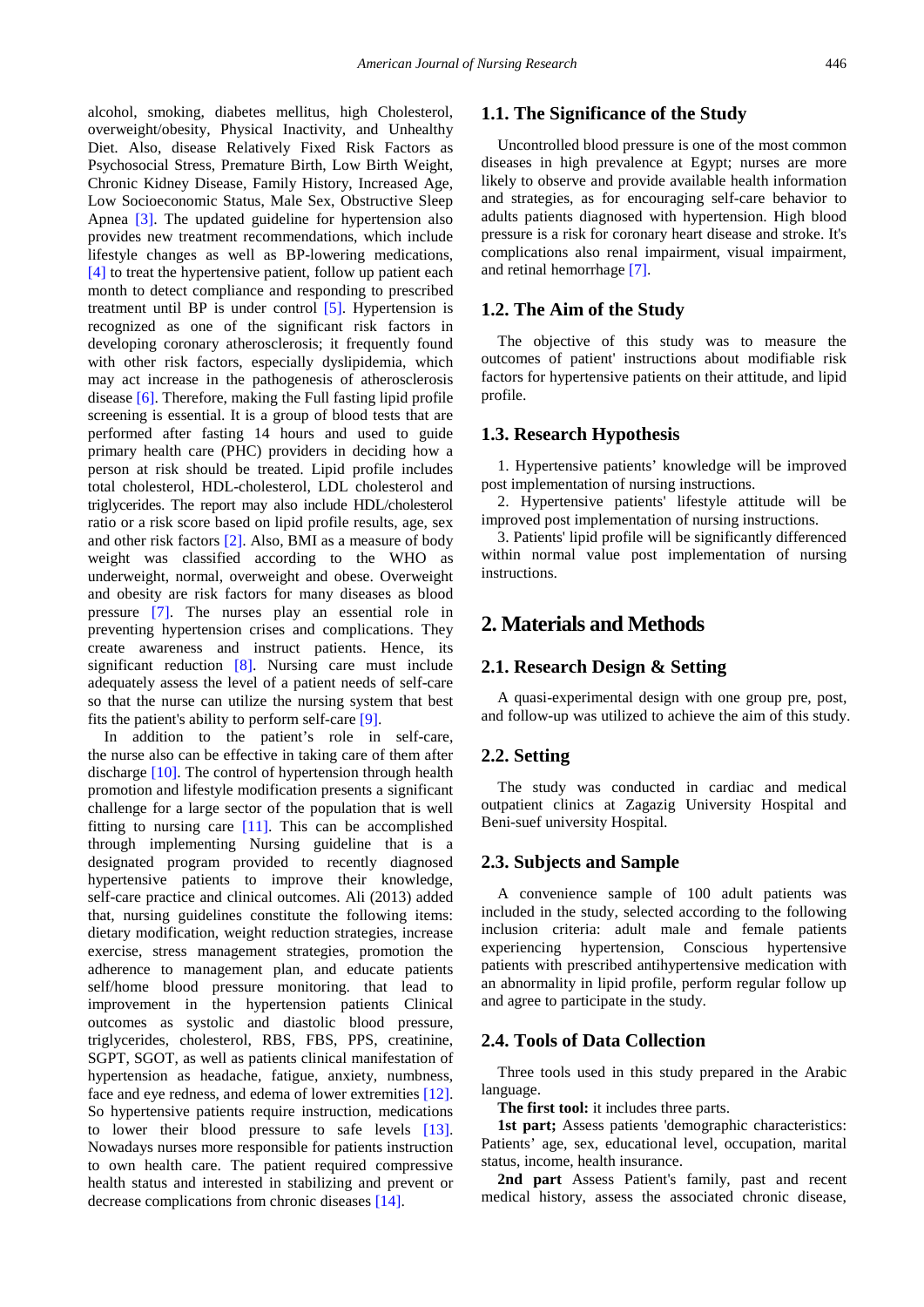alcohol, smoking, diabetes mellitus, high Cholesterol, overweight/obesity, Physical Inactivity, and Unhealthy Diet. Also, disease Relatively Fixed Risk Factors as Psychosocial Stress, Premature Birth, Low Birth Weight, Chronic Kidney Disease, Family History, Increased Age, Low Socioeconomic Status, Male Sex, Obstructive Sleep Apnea [3]. The updated guideline for hypertension also provides new treatment recommendations, which include lifestyle changes as well as BP-lowering medications, [4] to treat the hypertensive patient, follow up patient each month to detect compliance and responding to prescribed treatment until BP is under control [5]. Hypertension is recognized as one of the significant risk factors in developing coronary atherosclerosis; it frequently found with other risk factors, especially dyslipidemia, which may act increase in the pathogenesis of atherosclerosis disease [6]. Therefore, making the Full fasting lipid profile screening is essential. It is a group of blood tests that are performed after fasting 14 hours and used to guide primary health care (PHC) providers in deciding how a person at risk should be treated. Lipid profile includes total cholesterol, HDL-cholesterol, LDL cholesterol and triglycerides. The report may also include HDL/cholesterol ratio or a risk score based on lipid profile results, age, sex and other risk factors [2]. Also, BMI as a measure of body weight was classified according to the WHO as underweight, normal, overweight and obese. Overweight and obesity are risk factors for many diseases as blood pressure [7]. The nurses play an essential role in preventing hypertension crises and complications. They create awareness and instruct patients. Hence, its significant reduction [8]. Nursing care must include adequately assess the level of a patient needs of self-care so that the nurse can utilize the nursing system that best fits the patient's ability to perform self-care [9].

In addition to the patient's role in self-care, the nurse also can be effective in taking care of them after discharge [10]. The control of hypertension through health promotion and lifestyle modification presents a significant challenge for a large sector of the population that is well fitting to nursing care [11]. This can be accomplished through implementing Nursing guideline that is a designated program provided to recently diagnosed hypertensive patients to improve their knowledge, self-care practice and clinical outcomes. Ali (2013) added that, nursing guidelines constitute the following items: dietary modification, weight reduction strategies, increase exercise, stress management strategies, promotion the adherence to management plan, and educate patients self/home blood pressure monitoring. that lead to improvement in the hypertension patients Clinical outcomes as systolic and diastolic blood pressure, triglycerides, cholesterol, RBS, FBS, PPS, creatinine, SGPT, SGOT, as well as patients clinical manifestation of hypertension as headache, fatigue, anxiety, numbness, face and eye redness, and edema of lower extremities [12]. So hypertensive patients require instruction, medications to lower their blood pressure to safe levels [13]. Nowadays nurses more responsible for patients instruction to own health care. The patient required compressive health status and interested in stabilizing and prevent or decrease complications from chronic diseases [14].

## 1.1. The Significance of the Study

Uncontrolled blood pressure is one of the most common diseases in high prevalence at Egypt; nurses are more likely to observe and provide available health information and strategies, as for encouraging self-care behavior to adults patients diagnosed with hypertension. High blood pressure is a risk for coronary heart disease and stroke. It's complications also renal impairment, visual impairment, and retinal hemorrhage [7].

## 1.2. The Aim of the Study

The objective of this study was to measure the outcomes of patient' instructions about modifiable risk factors for hypertensive patients on their attitude, and lipid profile.

## 1.3. Research Hypothesis

1. Hypertensive patients' knowledge will be improved post implementation of nursing instructions.
2. Hypertensive patients' lifestyle attitude will be improved post implementation of nursing instructions.
3. Patients' lipid profile will be significantly differenced within normal value post implementation of nursing instructions.

# 2. Materials and Methods

## 2.1. Research Design & Setting

A quasi-experimental design with one group pre, post, and follow-up was utilized to achieve the aim of this study.

## 2.2. Setting

The study was conducted in cardiac and medical outpatient clinics at Zagazig University Hospital and Beni-suef university Hospital.

## 2.3. Subjects and Sample

A convenience sample of 100 adult patients was included in the study, selected according to the following inclusion criteria: adult male and female patients experiencing hypertension, Conscious hypertensive patients with prescribed antihypertensive medication with an abnormality in lipid profile, perform regular follow up and agree to participate in the study.

## 2.4. Tools of Data Collection

Three tools used in this study prepared in the Arabic language.

**The first tool:** it includes three parts.

**1st part;** Assess patients 'demographic characteristics: Patients' age, sex, educational level, occupation, marital status, income, health insurance.

**2nd part** Assess Patient's family, past and recent medical history, assess the associated chronic disease,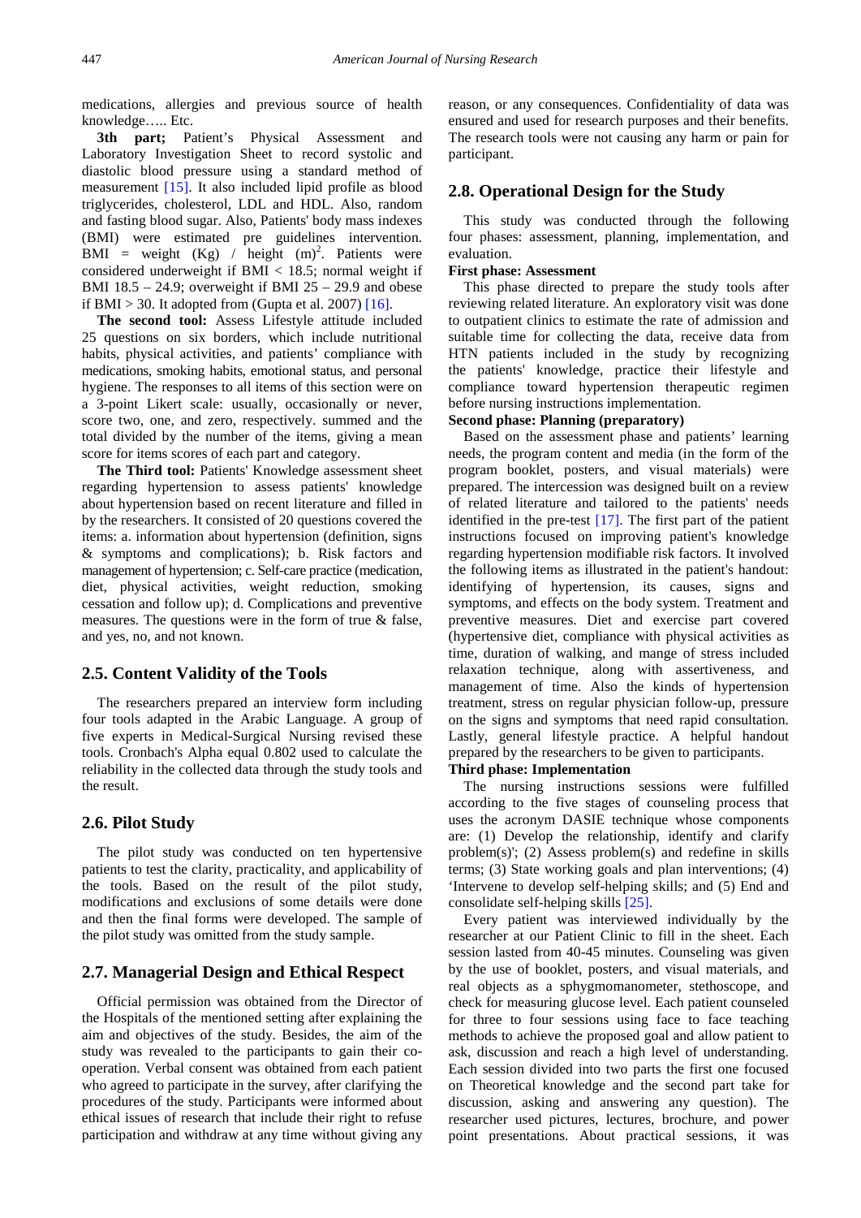medications, allergies and previous source of health knowledge….. Etc.

**3th part;** Patient's Physical Assessment and Laboratory Investigation Sheet to record systolic and diastolic blood pressure using a standard method of measurement [15]. It also included lipid profile as blood triglycerides, cholesterol, LDL and HDL. Also, random and fasting blood sugar. Also, Patients' body mass indexes (BMI) were estimated pre guidelines intervention. BMI = weight (Kg) / height $(m)^2$. Patients were considered underweight if BMI < 18.5; normal weight if BMI 18.5 – 24.9; overweight if BMI 25 – 29.9 and obese if BMI > 30. It adopted from (Gupta et al. 2007) [16].

**The second tool:** Assess Lifestyle attitude included 25 questions on six borders, which include nutritional habits, physical activities, and patients' compliance with medications, smoking habits, emotional status, and personal hygiene. The responses to all items of this section were on a 3-point Likert scale: usually, occasionally or never, score two, one, and zero, respectively. summed and the total divided by the number of the items, giving a mean score for items scores of each part and category.

**The Third tool:** Patients' Knowledge assessment sheet regarding hypertension to assess patients' knowledge about hypertension based on recent literature and filled in by the researchers. It consisted of 20 questions covered the items: a. information about hypertension (definition, signs & symptoms and complications); b. Risk factors and management of hypertension; c. Self-care practice (medication, diet, physical activities, weight reduction, smoking cessation and follow up); d. Complications and preventive measures. The questions were in the form of true & false, and yes, no, and not known.

## 2.5. Content Validity of the Tools

The researchers prepared an interview form including four tools adapted in the Arabic Language. A group of five experts in Medical-Surgical Nursing revised these tools. Cronbach's Alpha equal 0.802 used to calculate the reliability in the collected data through the study tools and the result.

## 2.6. Pilot Study

The pilot study was conducted on ten hypertensive patients to test the clarity, practicality, and applicability of the tools. Based on the result of the pilot study, modifications and exclusions of some details were done and then the final forms were developed. The sample of the pilot study was omitted from the study sample.

## 2.7. Managerial Design and Ethical Respect

Official permission was obtained from the Director of the Hospitals of the mentioned setting after explaining the aim and objectives of the study. Besides, the aim of the study was revealed to the participants to gain their co-operation. Verbal consent was obtained from each patient who agreed to participate in the survey, after clarifying the procedures of the study. Participants were informed about ethical issues of research that include their right to refuse participation and withdraw at any time without giving any reason, or any consequences. Confidentiality of data was ensured and used for research purposes and their benefits. The research tools were not causing any harm or pain for participant.

## 2.8. Operational Design for the Study

This study was conducted through the following four phases: assessment, planning, implementation, and evaluation.

**First phase: Assessment**

This phase directed to prepare the study tools after reviewing related literature. An exploratory visit was done to outpatient clinics to estimate the rate of admission and suitable time for collecting the data, receive data from HTN patients included in the study by recognizing the patients' knowledge, practice their lifestyle and compliance toward hypertension therapeutic regimen before nursing instructions implementation.

**Second phase: Planning (preparatory)**

Based on the assessment phase and patients' learning needs, the program content and media (in the form of the program booklet, posters, and visual materials) were prepared. The intercession was designed built on a review of related literature and tailored to the patients' needs identified in the pre-test [17]. The first part of the patient instructions focused on improving patient's knowledge regarding hypertension modifiable risk factors. It involved the following items as illustrated in the patient's handout: identifying of hypertension, its causes, signs and symptoms, and effects on the body system. Treatment and preventive measures. Diet and exercise part covered (hypertensive diet, compliance with physical activities as time, duration of walking, and mange of stress included relaxation technique, along with assertiveness, and management of time. Also the kinds of hypertension treatment, stress on regular physician follow-up, pressure on the signs and symptoms that need rapid consultation. Lastly, general lifestyle practice. A helpful handout prepared by the researchers to be given to participants.

**Third phase: Implementation**

The nursing instructions sessions were fulfilled according to the five stages of counseling process that uses the acronym DASIE technique whose components are: (1) Develop the relationship, identify and clarify problem(s)'; (2) Assess problem(s) and redefine in skills terms; (3) State working goals and plan interventions; (4) 'Intervene to develop self-helping skills; and (5) End and consolidate self-helping skills [25].

Every patient was interviewed individually by the researcher at our Patient Clinic to fill in the sheet. Each session lasted from 40-45 minutes. Counseling was given by the use of booklet, posters, and visual materials, and real objects as a sphygmomanometer, stethoscope, and check for measuring glucose level. Each patient counseled for three to four sessions using face to face teaching methods to achieve the proposed goal and allow patient to ask, discussion and reach a high level of understanding. Each session divided into two parts the first one focused on Theoretical knowledge and the second part take for discussion, asking and answering any question). The researcher used pictures, lectures, brochure, and power point presentations. About practical sessions, it was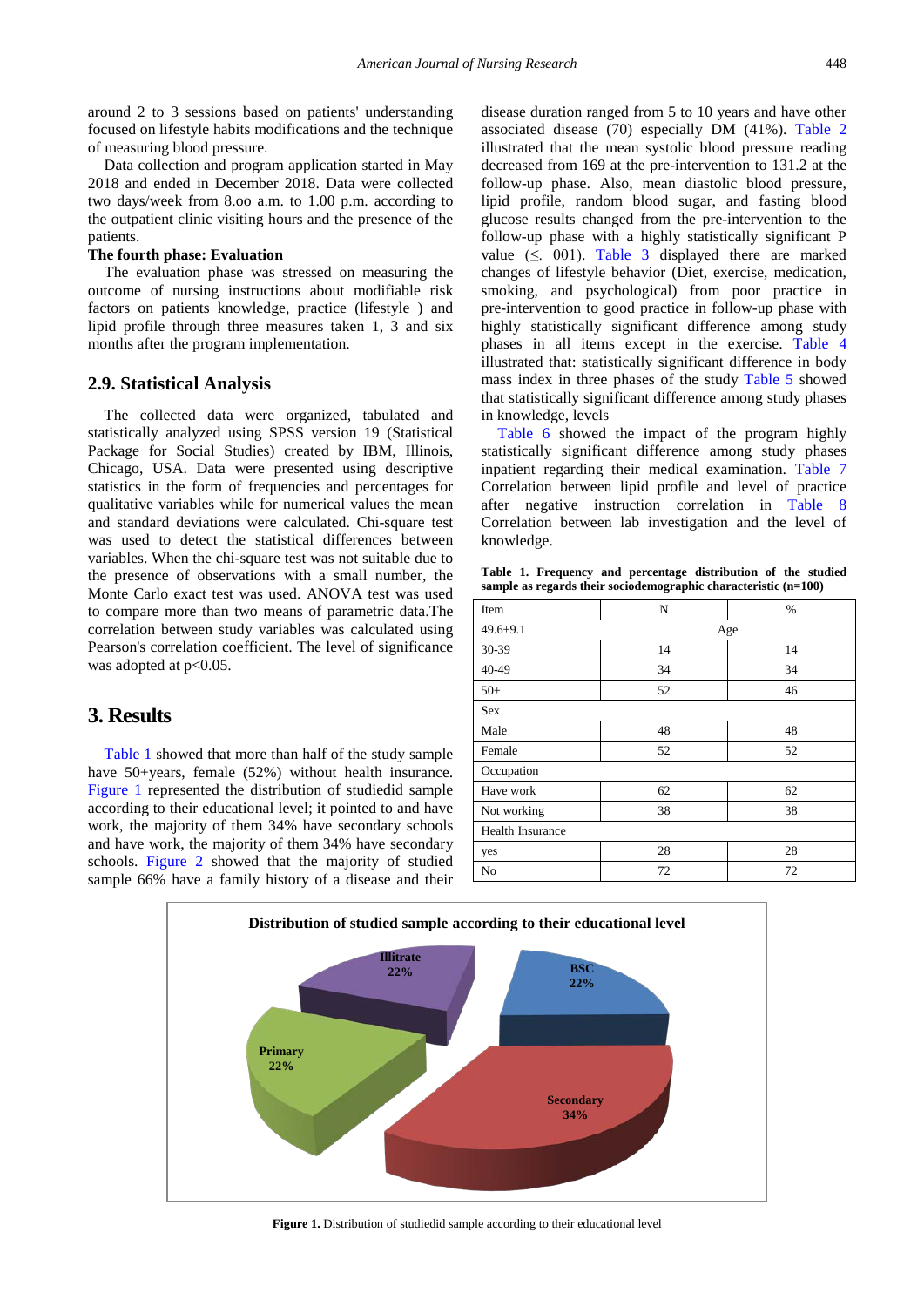around 2 to 3 sessions based on patients' understanding focused on lifestyle habits modifications and the technique of measuring blood pressure.

Data collection and program application started in May 2018 and ended in December 2018. Data were collected two days/week from 8.oo a.m. to 1.00 p.m. according to the outpatient clinic visiting hours and the presence of the patients.

**The fourth phase: Evaluation**

The evaluation phase was stressed on measuring the outcome of nursing instructions about modifiable risk factors on patients knowledge, practice (lifestyle ) and lipid profile through three measures taken 1, 3 and six months after the program implementation.

### 2.9. Statistical Analysis

The collected data were organized, tabulated and statistically analyzed using SPSS version 19 (Statistical Package for Social Studies) created by IBM, Illinois, Chicago, USA. Data were presented using descriptive statistics in the form of frequencies and percentages for qualitative variables while for numerical values the mean and standard deviations were calculated. Chi-square test was used to detect the statistical differences between variables. When the chi-square test was not suitable due to the presence of observations with a small number, the Monte Carlo exact test was used. ANOVA test was used to compare more than two means of parametric data.The correlation between study variables was calculated using Pearson's correlation coefficient. The level of significance was adopted at p<0.05.

## 3. Results

Table 1 showed that more than half of the study sample have 50+years, female (52%) without health insurance. Figure 1 represented the distribution of studiedid sample according to their educational level; it pointed to and have work, the majority of them 34% have secondary schools and have work, the majority of them 34% have secondary schools. Figure 2 showed that the majority of studied sample 66% have a family history of a disease and their disease duration ranged from 5 to 10 years and have other associated disease (70) especially DM (41%). Table 2 illustrated that the mean systolic blood pressure reading decreased from 169 at the pre-intervention to 131.2 at the follow-up phase. Also, mean diastolic blood pressure, lipid profile, random blood sugar, and fasting blood glucose results changed from the pre-intervention to the follow-up phase with a highly statistically significant P value (≤. 001). Table 3 displayed there are marked changes of lifestyle behavior (Diet, exercise, medication, smoking, and psychological) from poor practice in pre-intervention to good practice in follow-up phase with highly statistically significant difference among study phases in all items except in the exercise. Table 4 illustrated that: statistically significant difference in body mass index in three phases of the study Table 5 showed that statistically significant difference among study phases in knowledge, levels

Table 6 showed the impact of the program highly statistically significant difference among study phases inpatient regarding their medical examination. Table 7 Correlation between lipid profile and level of practice after negative instruction correlation in Table 8 Correlation between lab investigation and the level of knowledge.

**Table 1. Frequency and percentage distribution of the studied sample as regards their sociodemographic characteristic (n=100)**

| Item | N | % |
|---|---|---|
| 49.6±9.1 | Age | |
| 30-39 | 14 | 14 |
| 40-49 | 34 | 34 |
| 50+ | 52 | 46 |
| Sex | | |
| Male | 48 | 48 |
| Female | 52 | 52 |
| Occupation | | |
| Have work | 62 | 62 |
| Not working | 38 | 38 |
| Health Insurance | | |
| yes | 28 | 28 |
| No | 72 | 72 |

**Distribution of studied sample according to their educational level**

| Educational level | % |
|---|---|
| Illitrate | 22% |
| BSC | 22% |
| Primary | 22% |
| Secondary | 34% |

**Figure 1.** Distribution of studiedid sample according to their educational level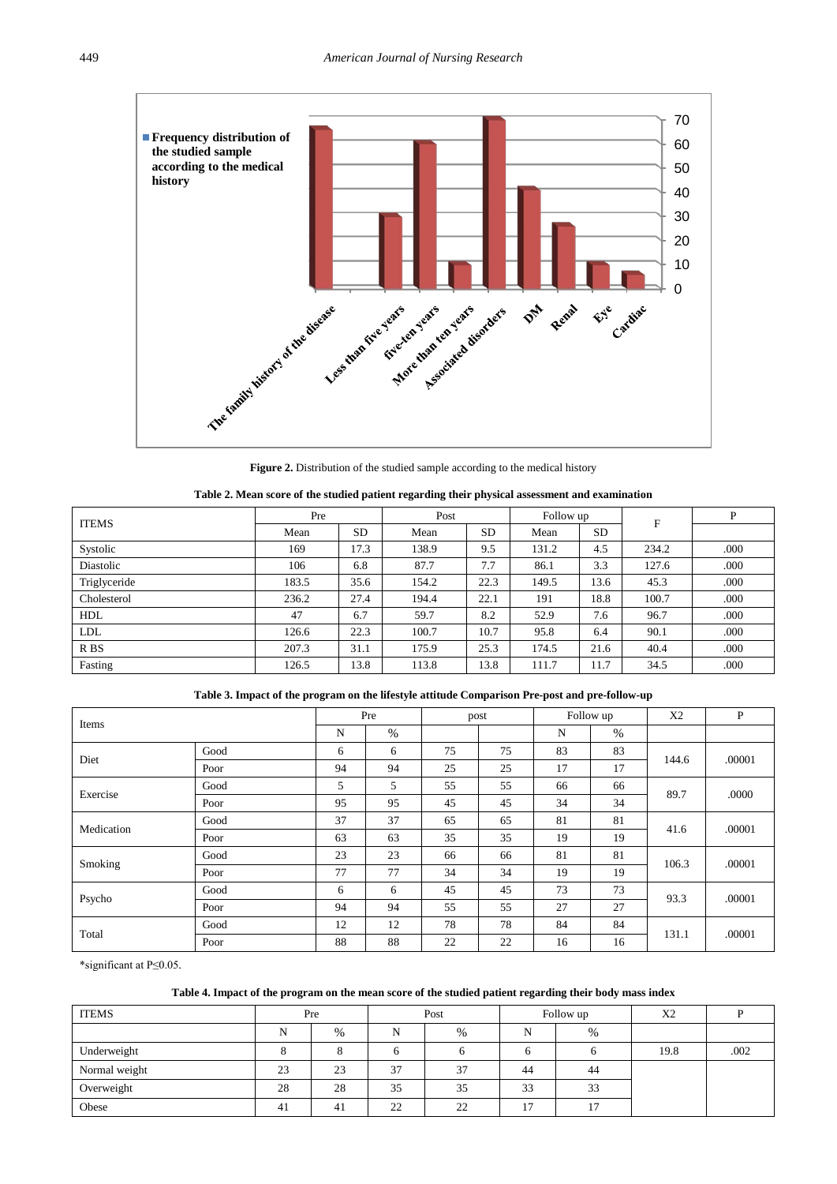Figure 2. Distribution of the studied sample according to the medical history

**Table 2. Mean score of the studied patient regarding their physical assessment and examination**

| ITEMS | Pre | | Post | | Follow up | | F | P |
|---|---|---|---|---|---|---|---|---|
| | Mean | SD | Mean | SD | Mean | SD | | |
| Systolic | 169 | 17.3 | 138.9 | 9.5 | 131.2 | 4.5 | 234.2 | .000 |
| Diastolic | 106 | 6.8 | 87.7 | 7.7 | 86.1 | 3.3 | 127.6 | .000 |
| Triglyceride | 183.5 | 35.6 | 154.2 | 22.3 | 149.5 | 13.6 | 45.3 | .000 |
| Cholesterol | 236.2 | 27.4 | 194.4 | 22.1 | 191 | 18.8 | 100.7 | .000 |
| HDL | 47 | 6.7 | 59.7 | 8.2 | 52.9 | 7.6 | 96.7 | .000 |
| LDL | 126.6 | 22.3 | 100.7 | 10.7 | 95.8 | 6.4 | 90.1 | .000 |
| R BS | 207.3 | 31.1 | 175.9 | 25.3 | 174.5 | 21.6 | 40.4 | .000 |
| Fasting | 126.5 | 13.8 | 113.8 | 13.8 | 111.7 | 11.7 | 34.5 | .000 |

**Table 3. Impact of the program on the lifestyle attitude Comparison Pre-post and pre-follow-up**

| Items | | Pre | | post | | Follow up | | X2 | P |
|---|---|---|---|---|---|---|---|---|---|
| | | N | % | | | N | % | | |
| Diet | Good | 6 | 6 | 75 | 75 | 83 | 83 | 144.6 | .00001 |
| | Poor | 94 | 94 | 25 | 25 | 17 | 17 | | |
| Exercise | Good | 5 | 5 | 55 | 55 | 66 | 66 | 89.7 | .0000 |
| | Poor | 95 | 95 | 45 | 45 | 34 | 34 | | |
| Medication | Good | 37 | 37 | 65 | 65 | 81 | 81 | 41.6 | .00001 |
| | Poor | 63 | 63 | 35 | 35 | 19 | 19 | | |
| Smoking | Good | 23 | 23 | 66 | 66 | 81 | 81 | 106.3 | .00001 |
| | Poor | 77 | 77 | 34 | 34 | 19 | 19 | | |
| Psycho | Good | 6 | 6 | 45 | 45 | 73 | 73 | 93.3 | .00001 |
| | Poor | 94 | 94 | 55 | 55 | 27 | 27 | | |
| Total | Good | 12 | 12 | 78 | 78 | 84 | 84 | 131.1 | .00001 |
| | Poor | 88 | 88 | 22 | 22 | 16 | 16 | | |

*significant at P≤0.05.

**Table 4. Impact of the program on the mean score of the studied patient regarding their body mass index**

| ITEMS | Pre | | Post | | Follow up | | X2 | P |
|---|---|---|---|---|---|---|---|---|
| | N | % | N | % | N | % | | |
| Underweight | 8 | 8 | 6 | 6 | 6 | 6 | 19.8 | .002 |
| Normal weight | 23 | 23 | 37 | 37 | 44 | 44 | | |
| Overweight | 28 | 28 | 35 | 35 | 33 | 33 | | |
| Obese | 41 | 41 | 22 | 22 | 17 | 17 | | |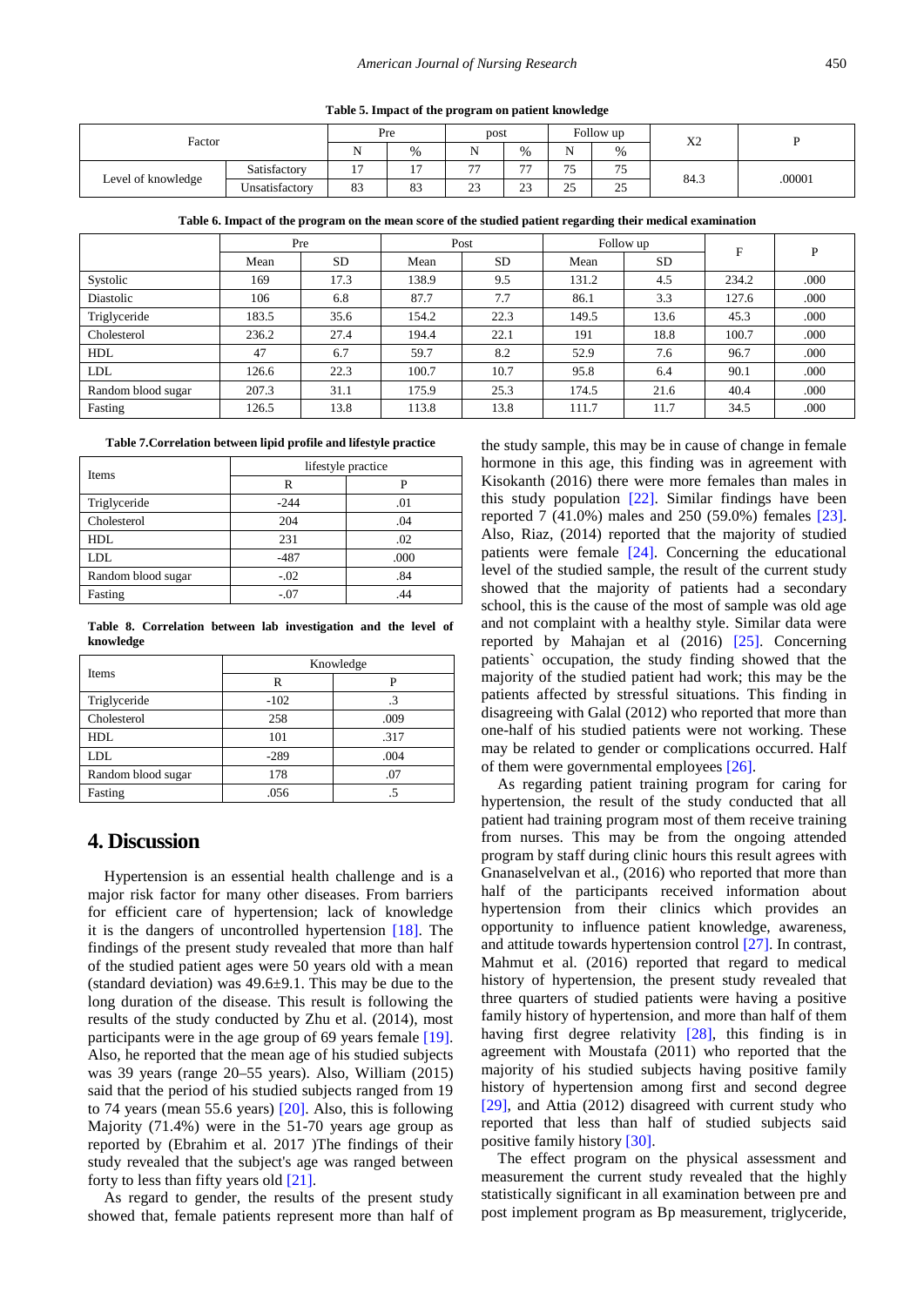**Table 5. Impact of the program on patient knowledge**

| Factor | | Pre | | post | | Follow up | | X2 | P |
|---|---|---|---|---|---|---|---|---|---|
| | | N | % | N | % | N | % | | |
| Level of knowledge | Satisfactory | 17 | 17 | 77 | 77 | 75 | 75 | 84.3 | .00001 |
| | Unsatisfactory | 83 | 83 | 23 | 23 | 25 | 25 | | |

**Table 6. Impact of the program on the mean score of the studied patient regarding their medical examination**

| | Pre | | Post | | Follow up | | F | P |
|---|---|---|---|---|---|---|---|---|
| | Mean | SD | Mean | SD | Mean | SD | | |
| Systolic | 169 | 17.3 | 138.9 | 9.5 | 131.2 | 4.5 | 234.2 | .000 |
| Diastolic | 106 | 6.8 | 87.7 | 7.7 | 86.1 | 3.3 | 127.6 | .000 |
| Triglyceride | 183.5 | 35.6 | 154.2 | 22.3 | 149.5 | 13.6 | 45.3 | .000 |
| Cholesterol | 236.2 | 27.4 | 194.4 | 22.1 | 191 | 18.8 | 100.7 | .000 |
| HDL | 47 | 6.7 | 59.7 | 8.2 | 52.9 | 7.6 | 96.7 | .000 |
| LDL | 126.6 | 22.3 | 100.7 | 10.7 | 95.8 | 6.4 | 90.1 | .000 |
| Random blood sugar | 207.3 | 31.1 | 175.9 | 25.3 | 174.5 | 21.6 | 40.4 | .000 |
| Fasting | 126.5 | 13.8 | 113.8 | 13.8 | 111.7 | 11.7 | 34.5 | .000 |

**Table 7.Correlation between lipid profile and lifestyle practice**

| Items | lifestyle practice | |
|---|---|---|
| | R | P |
| Triglyceride | -244 | .01 |
| Cholesterol | 204 | .04 |
| HDL | 231 | .02 |
| LDL | -487 | .000 |
| Random blood sugar | -.02 | .84 |
| Fasting | -.07 | .44 |

**Table 8. Correlation between lab investigation and the level of knowledge**

| Items | Knowledge | |
|---|---|---|
| | R | P |
| Triglyceride | -102 | .3 |
| Cholesterol | 258 | .009 |
| HDL | 101 | .317 |
| LDL | -289 | .004 |
| Random blood sugar | 178 | .07 |
| Fasting | .056 | .5 |

## 4. Discussion

Hypertension is an essential health challenge and is a major risk factor for many other diseases. From barriers for efficient care of hypertension; lack of knowledge it is the dangers of uncontrolled hypertension [18]. The findings of the present study revealed that more than half of the studied patient ages were 50 years old with a mean (standard deviation) was 49.6±9.1. This may be due to the long duration of the disease. This result is following the results of the study conducted by Zhu et al. (2014), most participants were in the age group of 69 years female [19]. Also, he reported that the mean age of his studied subjects was 39 years (range 20–55 years). Also, William (2015) said that the period of his studied subjects ranged from 19 to 74 years (mean 55.6 years) [20]. Also, this is following Majority (71.4%) were in the 51-70 years age group as reported by (Ebrahim et al. 2017 )The findings of their study revealed that the subject's age was ranged between forty to less than fifty years old [21].

As regard to gender, the results of the present study showed that, female patients represent more than half of the study sample, this may be in cause of change in female hormone in this age, this finding was in agreement with Kisokanth (2016) there were more females than males in this study population [22]. Similar findings have been reported 7 (41.0%) males and 250 (59.0%) females [23]. Also, Riaz, (2014) reported that the majority of studied patients were female [24]. Concerning the educational level of the studied sample, the result of the current study showed that the majority of patients had a secondary school, this is the cause of the most of sample was old age and not complaint with a healthy style. Similar data were reported by Mahajan et al (2016) [25]. Concerning patients` occupation, the study finding showed that the majority of the studied patient had work; this may be the patients affected by stressful situations. This finding in disagreeing with Galal (2012) who reported that more than one-half of his studied patients were not working. These may be related to gender or complications occurred. Half of them were governmental employees [26].

As regarding patient training program for caring for hypertension, the result of the study conducted that all patient had training program most of them receive training from nurses. This may be from the ongoing attended program by staff during clinic hours this result agrees with Gnanaselvelvan et al., (2016) who reported that more than half of the participants received information about hypertension from their clinics which provides an opportunity to influence patient knowledge, awareness, and attitude towards hypertension control [27]. In contrast, Mahmut et al. (2016) reported that regard to medical history of hypertension, the present study revealed that three quarters of studied patients were having a positive family history of hypertension, and more than half of them having first degree relativity [28], this finding is in agreement with Moustafa (2011) who reported that the majority of his studied subjects having positive family history of hypertension among first and second degree [29], and Attia (2012) disagreed with current study who reported that less than half of studied subjects said positive family history [30].

The effect program on the physical assessment and measurement the current study revealed that the highly statistically significant in all examination between pre and post implement program as Bp measurement, triglyceride,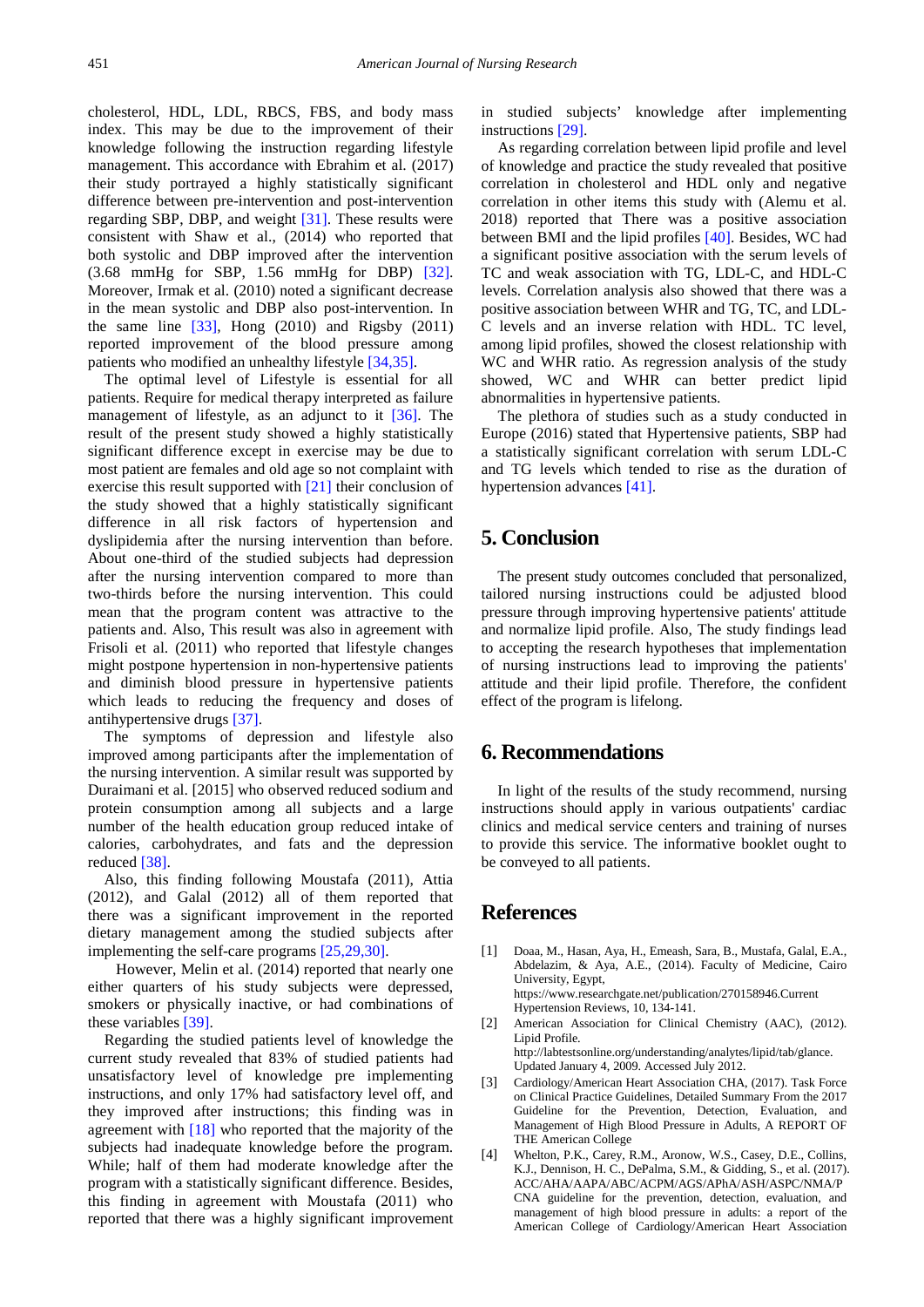cholesterol, HDL, LDL, RBCS, FBS, and body mass index. This may be due to the improvement of their knowledge following the instruction regarding lifestyle management. This accordance with Ebrahim et al. (2017) their study portrayed a highly statistically significant difference between pre-intervention and post-intervention regarding SBP, DBP, and weight [31]. These results were consistent with Shaw et al., (2014) who reported that both systolic and DBP improved after the intervention (3.68 mmHg for SBP, 1.56 mmHg for DBP) [32]. Moreover, Irmak et al. (2010) noted a significant decrease in the mean systolic and DBP also post-intervention. In the same line [33], Hong (2010) and Rigsby (2011) reported improvement of the blood pressure among patients who modified an unhealthy lifestyle [34,35].

The optimal level of Lifestyle is essential for all patients. Require for medical therapy interpreted as failure management of lifestyle, as an adjunct to it [36]. The result of the present study showed a highly statistically significant difference except in exercise may be due to most patient are females and old age so not complaint with exercise this result supported with [21] their conclusion of the study showed that a highly statistically significant difference in all risk factors of hypertension and dyslipidemia after the nursing intervention than before. About one-third of the studied subjects had depression after the nursing intervention compared to more than two-thirds before the nursing intervention. This could mean that the program content was attractive to the patients and. Also, This result was also in agreement with Frisoli et al. (2011) who reported that lifestyle changes might postpone hypertension in non-hypertensive patients and diminish blood pressure in hypertensive patients which leads to reducing the frequency and doses of antihypertensive drugs [37].

The symptoms of depression and lifestyle also improved among participants after the implementation of the nursing intervention. A similar result was supported by Duraimani et al. [2015] who observed reduced sodium and protein consumption among all subjects and a large number of the health education group reduced intake of calories, carbohydrates, and fats and the depression reduced [38].

Also, this finding following Moustafa (2011), Attia (2012), and Galal (2012) all of them reported that there was a significant improvement in the reported dietary management among the studied subjects after implementing the self-care programs [25,29,30].

However, Melin et al. (2014) reported that nearly one either quarters of his study subjects were depressed, smokers or physically inactive, or had combinations of these variables [39].

Regarding the studied patients level of knowledge the current study revealed that 83% of studied patients had unsatisfactory level of knowledge pre implementing instructions, and only 17% had satisfactory level off, and they improved after instructions; this finding was in agreement with [18] who reported that the majority of the subjects had inadequate knowledge before the program. While; half of them had moderate knowledge after the program with a statistically significant difference. Besides, this finding in agreement with Moustafa (2011) who reported that there was a highly significant improvement in studied subjects' knowledge after implementing instructions [29].

As regarding correlation between lipid profile and level of knowledge and practice the study revealed that positive correlation in cholesterol and HDL only and negative correlation in other items this study with (Alemu et al. 2018) reported that There was a positive association between BMI and the lipid profiles [40]. Besides, WC had a significant positive association with the serum levels of TC and weak association with TG, LDL-C, and HDL-C levels. Correlation analysis also showed that there was a positive association between WHR and TG, TC, and LDL-C levels and an inverse relation with HDL. TC level, among lipid profiles, showed the closest relationship with WC and WHR ratio. As regression analysis of the study showed, WC and WHR can better predict lipid abnormalities in hypertensive patients.

The plethora of studies such as a study conducted in Europe (2016) stated that Hypertensive patients, SBP had a statistically significant correlation with serum LDL-C and TG levels which tended to rise as the duration of hypertension advances [41].

## 5. Conclusion

The present study outcomes concluded that personalized, tailored nursing instructions could be adjusted blood pressure through improving hypertensive patients' attitude and normalize lipid profile. Also, The study findings lead to accepting the research hypotheses that implementation of nursing instructions lead to improving the patients' attitude and their lipid profile. Therefore, the confident effect of the program is lifelong.

## 6. Recommendations

In light of the results of the study recommend, nursing instructions should apply in various outpatients' cardiac clinics and medical service centers and training of nurses to provide this service. The informative booklet ought to be conveyed to all patients.

## References

[1] Doaa, M., Hasan, Aya, H., Emeash, Sara, B., Mustafa, Galal, E.A., Abdelazim, & Aya, A.E., (2014). Faculty of Medicine, Cairo University, Egypt, https://www.researchgate.net/publication/270158946.Current Hypertension Reviews, 10, 134-141.

[2] American Association for Clinical Chemistry (AAC), (2012). Lipid Profile. http://labtestsonline.org/understanding/analytes/lipid/tab/glance. Updated January 4, 2009. Accessed July 2012.

[3] Cardiology/American Heart Association CHA, (2017). Task Force on Clinical Practice Guidelines, Detailed Summary From the 2017 Guideline for the Prevention, Detection, Evaluation, and Management of High Blood Pressure in Adults, A REPORT OF THE American College

[4] Whelton, P.K., Carey, R.M., Aronow, W.S., Casey, D.E., Collins, K.J., Dennison, H. C., DePalma, S.M., & Gidding, S., et al. (2017). ACC/AHA/AAPA/ABC/ACPM/AGS/APhA/ASH/ASPC/NMA/PCNA guideline for the prevention, detection, evaluation, and management of high blood pressure in adults: a report of the American College of Cardiology/American Heart Association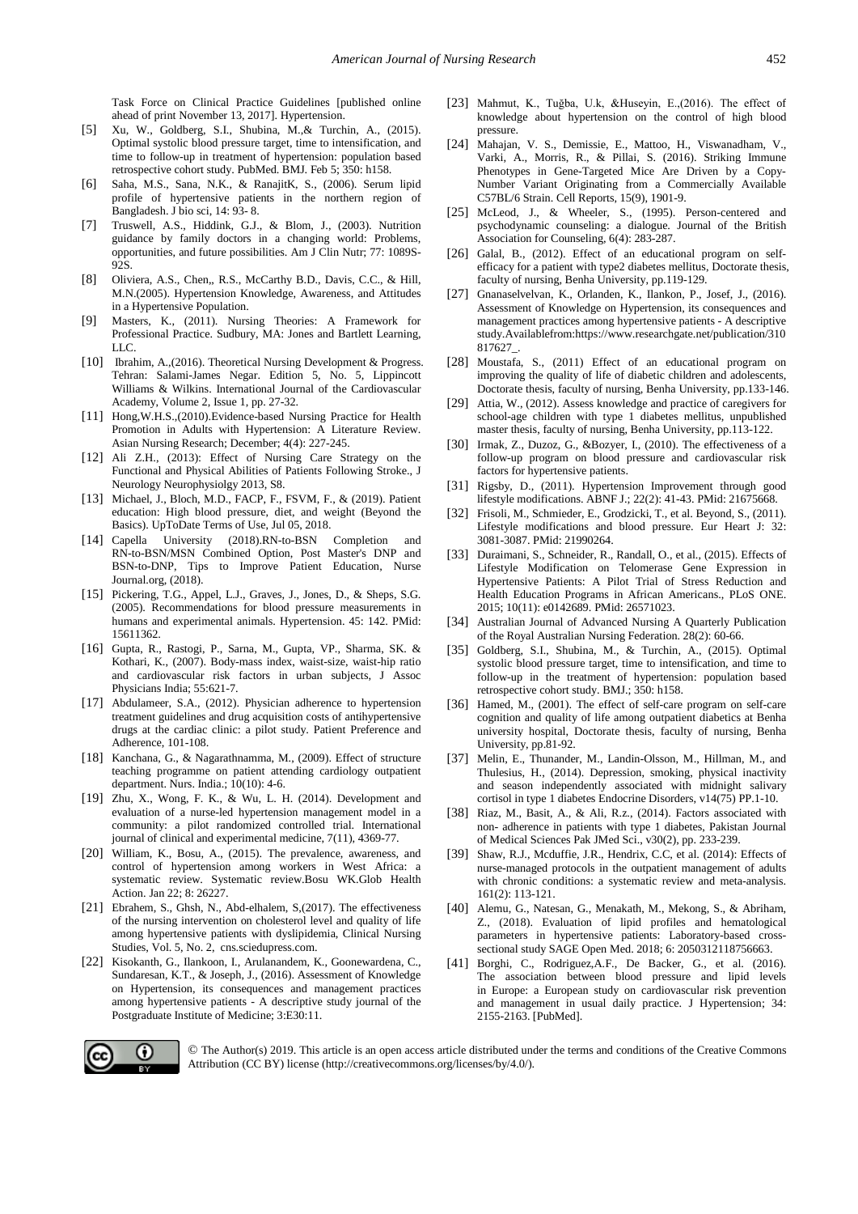Task Force on Clinical Practice Guidelines [published online ahead of print November 13, 2017]. Hypertension.

[5] Xu, W., Goldberg, S.I., Shubina, M.,& Turchin, A., (2015). Optimal systolic blood pressure target, time to intensification, and time to follow-up in treatment of hypertension: population based retrospective cohort study. PubMed. BMJ. Feb 5; 350: h158.

[6] Saha, M.S., Sana, N.K., & RanajitK, S., (2006). Serum lipid profile of hypertensive patients in the northern region of Bangladesh. J bio sci, 14: 93- 8.

[7] Truswell, A.S., Hiddink, G.J., & Blom, J., (2003). Nutrition guidance by family doctors in a changing world: Problems, opportunities, and future possibilities. Am J Clin Nutr; 77: 1089S-92S.

[8] Oliviera, A.S., Chen,, R.S., McCarthy B.D., Davis, C.C., & Hill, M.N.(2005). Hypertension Knowledge, Awareness, and Attitudes in a Hypertensive Population.

[9] Masters, K., (2011). Nursing Theories: A Framework for Professional Practice. Sudbury, MA: Jones and Bartlett Learning, LLC.

[10] Ibrahim, A.,(2016). Theoretical Nursing Development & Progress. Tehran: Salami-James Negar. Edition 5, No. 5, Lippincott Williams & Wilkins. International Journal of the Cardiovascular Academy, Volume 2, Issue 1, pp. 27-32.

[11] Hong,W.H.S.,(2010).Evidence-based Nursing Practice for Health Promotion in Adults with Hypertension: A Literature Review. Asian Nursing Research; December; 4(4): 227-245.

[12] Ali Z.H., (2013): Effect of Nursing Care Strategy on the Functional and Physical Abilities of Patients Following Stroke., J Neurology Neurophysiolgy 2013, S8.

[13] Michael, J., Bloch, M.D., FACP, F., FSVM, F., & (2019). Patient education: High blood pressure, diet, and weight (Beyond the Basics). UpToDate Terms of Use, Jul 05, 2018.

[14] Capella University (2018).RN-to-BSN Completion and RN-to-BSN/MSN Combined Option, Post Master's DNP and BSN-to-DNP, Tips to Improve Patient Education, Nurse Journal.org, (2018).

[15] Pickering, T.G., Appel, L.J., Graves, J., Jones, D., & Sheps, S.G. (2005). Recommendations for blood pressure measurements in humans and experimental animals. Hypertension. 45: 142. PMid: 15611362.

[16] Gupta, R., Rastogi, P., Sarna, M., Gupta, VP., Sharma, SK. & Kothari, K., (2007). Body-mass index, waist-size, waist-hip ratio and cardiovascular risk factors in urban subjects, J Assoc Physicians India; 55:621-7.

[17] Abdulameer, S.A., (2012). Physician adherence to hypertension treatment guidelines and drug acquisition costs of antihypertensive drugs at the cardiac clinic: a pilot study. Patient Preference and Adherence, 101-108.

[18] Kanchana, G., & Nagarathnamma, M., (2009). Effect of structure teaching programme on patient attending cardiology outpatient department. Nurs. India.; 10(10): 4-6.

[19] Zhu, X., Wong, F. K., & Wu, L. H. (2014). Development and evaluation of a nurse-led hypertension management model in a community: a pilot randomized controlled trial. International journal of clinical and experimental medicine, 7(11), 4369-77.

[20] William, K., Bosu, A., (2015). The prevalence, awareness, and control of hypertension among workers in West Africa: a systematic review. Systematic review.Bosu WK.Glob Health Action. Jan 22; 8: 26227.

[21] Ebrahem, S., Ghsh, N., Abd-elhalem, S,(2017). The effectiveness of the nursing intervention on cholesterol level and quality of life among hypertensive patients with dyslipidemia, Clinical Nursing Studies, Vol. 5, No. 2, cns.sciedupress.com.

[22] Kisokanth, G., Ilankoon, I., Arulanandem, K., Goonewardena, C., Sundaresan, K.T., & Joseph, J., (2016). Assessment of Knowledge on Hypertension, its consequences and management practices among hypertensive patients - A descriptive study journal of the Postgraduate Institute of Medicine; 3:E30:11.

[23] Mahmut, K., Tuğba, U.k, &Huseyin, E.,(2016). The effect of knowledge about hypertension on the control of high blood pressure.

[24] Mahajan, V. S., Demissie, E., Mattoo, H., Viswanadham, V., Varki, A., Morris, R., & Pillai, S. (2016). Striking Immune Phenotypes in Gene-Targeted Mice Are Driven by a Copy-Number Variant Originating from a Commercially Available C57BL/6 Strain. Cell Reports, 15(9), 1901-9.

[25] McLeod, J., & Wheeler, S., (1995). Person-centered and psychodynamic counseling: a dialogue. Journal of the British Association for Counseling, 6(4): 283-287.

[26] Galal, B., (2012). Effect of an educational program on self-efficacy for a patient with type2 diabetes mellitus, Doctorate thesis, faculty of nursing, Benha University, pp.119-129.

[27] Gnanaselvelvan, K., Orlanden, K., Ilankon, P., Josef, J., (2016). Assessment of Knowledge on Hypertension, its consequences and management practices among hypertensive patients - A descriptive study.Availablefrom:https://www.researchgate.net/publication/310817627_.

[28] Moustafa, S., (2011) Effect of an educational program on improving the quality of life of diabetic children and adolescents, Doctorate thesis, faculty of nursing, Benha University, pp.133-146.

[29] Attia, W., (2012). Assess knowledge and practice of caregivers for school-age children with type 1 diabetes mellitus, unpublished master thesis, faculty of nursing, Benha University, pp.113-122.

[30] Irmak, Z., Duzoz, G., &Bozyer, I., (2010). The effectiveness of a follow-up program on blood pressure and cardiovascular risk factors for hypertensive patients.

[31] Rigsby, D., (2011). Hypertension Improvement through good lifestyle modifications. ABNF J.; 22(2): 41-43. PMid: 21675668.

[32] Frisoli, M., Schmieder, E., Grodzicki, T., et al. Beyond, S., (2011). Lifestyle modifications and blood pressure. Eur Heart J: 32: 3081-3087. PMid: 21990264.

[33] Duraimani, S., Schneider, R., Randall, O., et al., (2015). Effects of Lifestyle Modification on Telomerase Gene Expression in Hypertensive Patients: A Pilot Trial of Stress Reduction and Health Education Programs in African Americans., PLoS ONE. 2015; 10(11): e0142689. PMid: 26571023.

[34] Australian Journal of Advanced Nursing A Quarterly Publication of the Royal Australian Nursing Federation. 28(2): 60-66.

[35] Goldberg, S.I., Shubina, M., & Turchin, A., (2015). Optimal systolic blood pressure target, time to intensification, and time to follow-up in the treatment of hypertension: population based retrospective cohort study. BMJ.; 350: h158.

[36] Hamed, M., (2001). The effect of self-care program on self-care cognition and quality of life among outpatient diabetics at Benha university hospital, Doctorate thesis, faculty of nursing, Benha University, pp.81-92.

[37] Melin, E., Thunander, M., Landin-Olsson, M., Hillman, M., and Thulesius, H., (2014). Depression, smoking, physical inactivity and season independently associated with midnight salivary cortisol in type 1 diabetes Endocrine Disorders, v14(75) PP.1-10.

[38] Riaz, M., Basit, A., & Ali, R.z., (2014). Factors associated with non- adherence in patients with type 1 diabetes, Pakistan Journal of Medical Sciences Pak JMed Sci., v30(2), pp. 233-239.

[39] Shaw, R.J., Mcduffie, J.R., Hendrix, C.C, et al. (2014): Effects of nurse-managed protocols in the outpatient management of adults with chronic conditions: a systematic review and meta-analysis. 161(2): 113-121.

[40] Alemu, G., Natesan, G., Menakath, M., Mekong, S., & Abriham, Z., (2018). Evaluation of lipid profiles and hematological parameters in hypertensive patients: Laboratory-based cross-sectional study SAGE Open Med. 2018; 6: 2050312118756663.

[41] Borghi, C., Rodriguez,A.F., De Backer, G., et al. (2016). The association between blood pressure and lipid levels in Europe: a European study on cardiovascular risk prevention and management in usual daily practice. J Hypertension; 34: 2155-2163. [PubMed].

© The Author(s) 2019. This article is an open access article distributed under the terms and conditions of the Creative Commons Attribution (CC BY) license (http://creativecommons.org/licenses/by/4.0/).